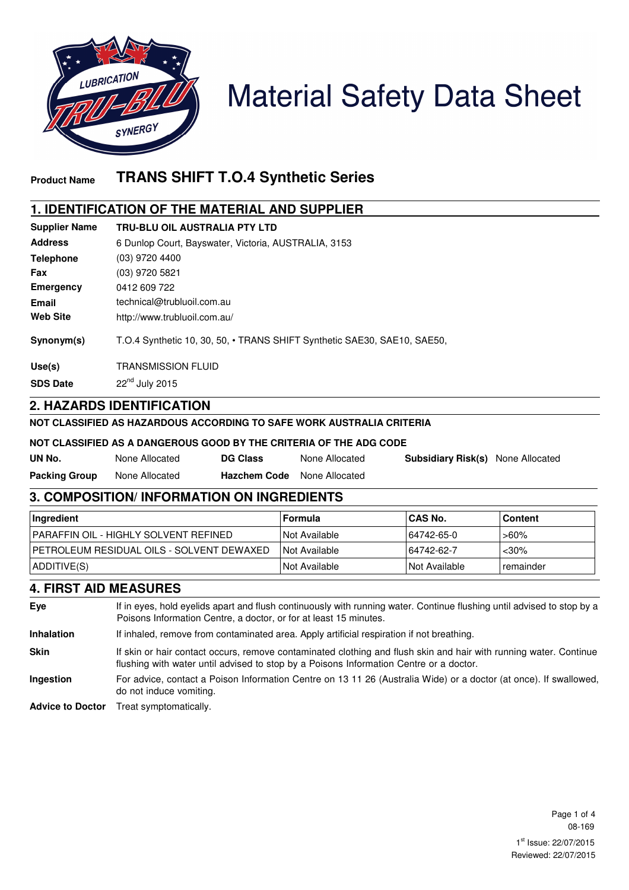# Material Safety Data Sheet

**Product Name** **TRANS SHIFT T.O.4 Synthetic Series**

## 1. IDENTIFICATION OF THE MATERIAL AND SUPPLIER

| | |
|---|---|
| **Supplier Name** | **TRU-BLU OIL AUSTRALIA PTY LTD** |
| **Address** | 6 Dunlop Court, Bayswater, Victoria, AUSTRALIA, 3153 |
| **Telephone** | (03) 9720 4400 |
| **Fax** | (03) 9720 5821 |
| **Emergency** | 0412 609 722 |
| **Email** | technical@trubluoil.com.au |
| **Web Site** | http://www.trubluoil.com.au/ |
| **Synonym(s)** | T.O.4 Synthetic 10, 30, 50, • TRANS SHIFT Synthetic SAE30, SAE10, SAE50, |
| **Use(s)** | TRANSMISSION FLUID |
| **SDS Date** | 22nd July 2015 |

## 2. HAZARDS IDENTIFICATION

**NOT CLASSIFIED AS HAZARDOUS ACCORDING TO SAFE WORK AUSTRALIA CRITERIA**

**NOT CLASSIFIED AS A DANGEROUS GOOD BY THE CRITERIA OF THE ADG CODE**

| | | | | | |
|---|---|---|---|---|---|
| **UN No.** | None Allocated | **DG Class** | None Allocated | **Subsidiary Risk(s)** | None Allocated |
| **Packing Group** | None Allocated | **Hazchem Code** | None Allocated | | |

## 3. COMPOSITION/ INFORMATION ON INGREDIENTS

| Ingredient | Formula | CAS No. | Content |
|---|---|---|---|
| PARAFFIN OIL - HIGHLY SOLVENT REFINED | Not Available | 64742-65-0 | >60% |
| PETROLEUM RESIDUAL OILS - SOLVENT DEWAXED | Not Available | 64742-62-7 | <30% |
| ADDITIVE(S) | Not Available | Not Available | remainder |

## 4. FIRST AID MEASURES

| | |
|---|---|
| **Eye** | If in eyes, hold eyelids apart and flush continuously with running water. Continue flushing until advised to stop by a Poisons Information Centre, a doctor, or for at least 15 minutes. |
| **Inhalation** | If inhaled, remove from contaminated area. Apply artificial respiration if not breathing. |
| **Skin** | If skin or hair contact occurs, remove contaminated clothing and flush skin and hair with running water. Continue flushing with water until advised to stop by a Poisons Information Centre or a doctor. |
| **Ingestion** | For advice, contact a Poison Information Centre on 13 11 26 (Australia Wide) or a doctor (at once). If swallowed, do not induce vomiting. |
| **Advice to Doctor** | Treat symptomatically. |

08-169

1st Issue: 22/07/2015
Reviewed: 22/07/2015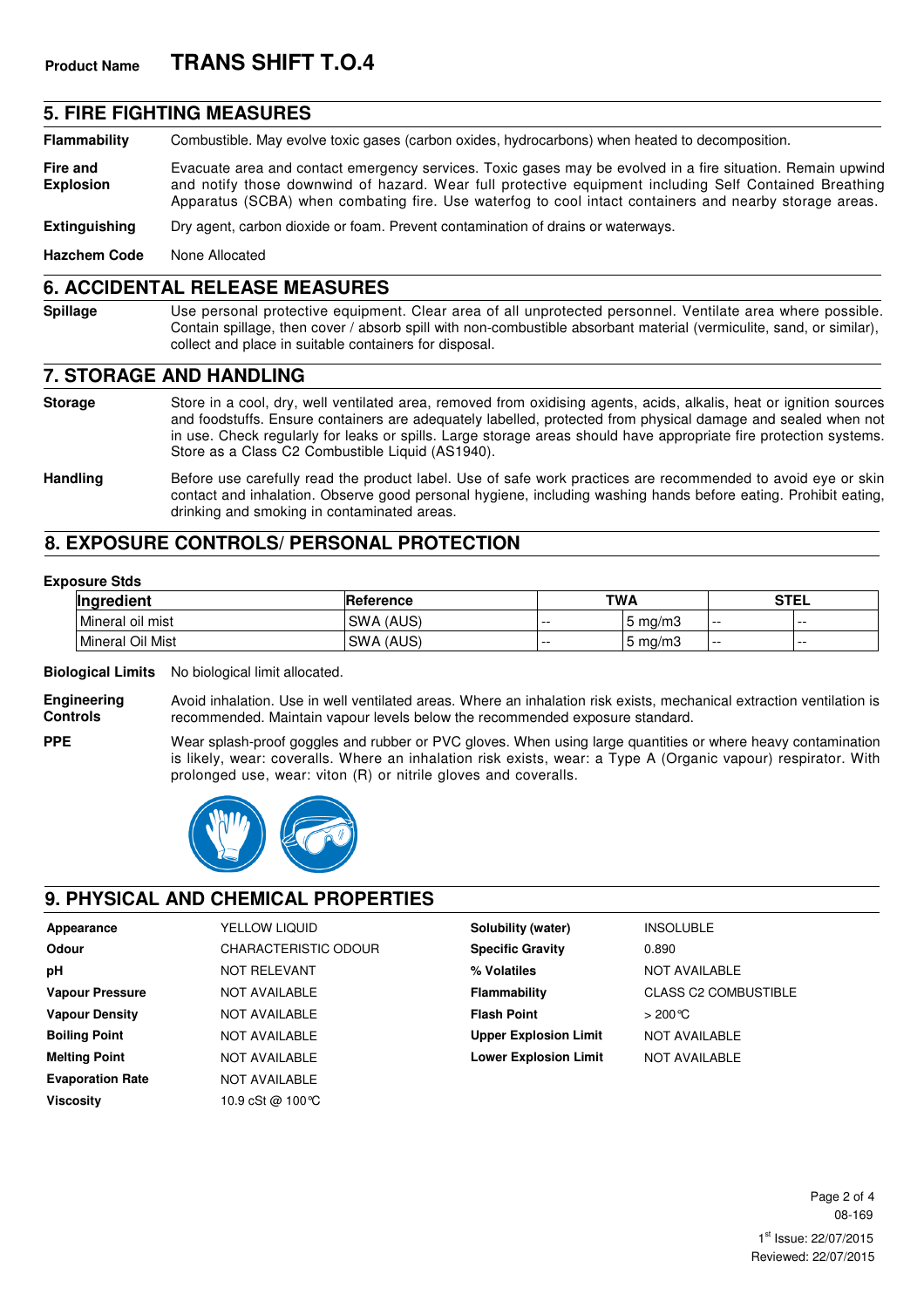**Product Name** **TRANS SHIFT T.O.4**

## 5. FIRE FIGHTING MEASURES

**Flammability** Combustible. May evolve toxic gases (carbon oxides, hydrocarbons) when heated to decomposition.

**Fire and Explosion** Evacuate area and contact emergency services. Toxic gases may be evolved in a fire situation. Remain upwind and notify those downwind of hazard. Wear full protective equipment including Self Contained Breathing Apparatus (SCBA) when combating fire. Use waterfog to cool intact containers and nearby storage areas.

**Extinguishing** Dry agent, carbon dioxide or foam. Prevent contamination of drains or waterways.

**Hazchem Code** None Allocated

## 6. ACCIDENTAL RELEASE MEASURES

**Spillage** Use personal protective equipment. Clear area of all unprotected personnel. Ventilate area where possible. Contain spillage, then cover / absorb spill with non-combustible absorbant material (vermiculite, sand, or similar), collect and place in suitable containers for disposal.

## 7. STORAGE AND HANDLING

**Storage** Store in a cool, dry, well ventilated area, removed from oxidising agents, acids, alkalis, heat or ignition sources and foodstuffs. Ensure containers are adequately labelled, protected from physical damage and sealed when not in use. Check regularly for leaks or spills. Large storage areas should have appropriate fire protection systems. Store as a Class C2 Combustible Liquid (AS1940).

**Handling** Before use carefully read the product label. Use of safe work practices are recommended to avoid eye or skin contact and inhalation. Observe good personal hygiene, including washing hands before eating. Prohibit eating, drinking and smoking in contaminated areas.

## 8. EXPOSURE CONTROLS/ PERSONAL PROTECTION

**Exposure Stds**

| Ingredient | Reference | TWA | | STEL | |
|---|---|---|---|---|---|
| Mineral oil mist | SWA (AUS) | -- | 5 mg/m3 | -- | -- |
| Mineral Oil Mist | SWA (AUS) | -- | 5 mg/m3 | -- | -- |

**Biological Limits** No biological limit allocated.

**Engineering Controls** Avoid inhalation. Use in well ventilated areas. Where an inhalation risk exists, mechanical extraction ventilation is recommended. Maintain vapour levels below the recommended exposure standard.

**PPE** Wear splash-proof goggles and rubber or PVC gloves. When using large quantities or where heavy contamination is likely, wear: coveralls. Where an inhalation risk exists, wear: a Type A (Organic vapour) respirator. With prolonged use, wear: viton (R) or nitrile gloves and coveralls.

## 9. PHYSICAL AND CHEMICAL PROPERTIES

| | |
|---|---|
| **Appearance** | YELLOW LIQUID |
| **Odour** | CHARACTERISTIC ODOUR |
| **pH** | NOT RELEVANT |
| **Vapour Pressure** | NOT AVAILABLE |
| **Vapour Density** | NOT AVAILABLE |
| **Boiling Point** | NOT AVAILABLE |
| **Melting Point** | NOT AVAILABLE |
| **Evaporation Rate** | NOT AVAILABLE |
| **Viscosity** | 10.9 cSt @ 100°C |
| **Solubility (water)** | INSOLUBLE |
| **Specific Gravity** | 0.890 |
| **% Volatiles** | NOT AVAILABLE |
| **Flammability** | CLASS C2 COMBUSTIBLE |
| **Flash Point** | > 200°C |
| **Upper Explosion Limit** | NOT AVAILABLE |
| **Lower Explosion Limit** | NOT AVAILABLE |

08-169

1st Issue: 22/07/2015

Reviewed: 22/07/2015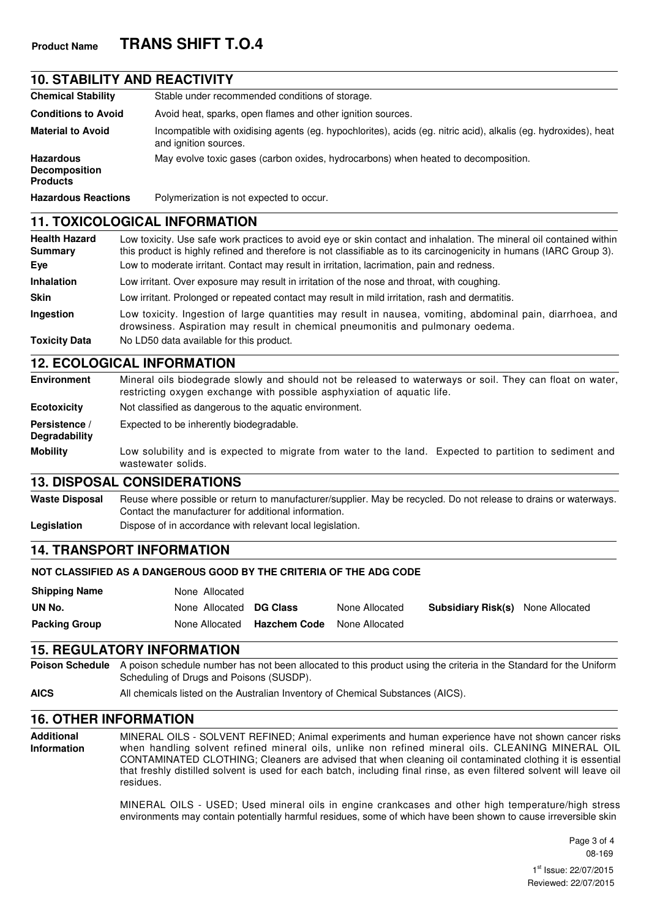**Product Name** **TRANS SHIFT T.O.4**

## 10. STABILITY AND REACTIVITY

| | |
|---|---|
| **Chemical Stability** | Stable under recommended conditions of storage. |
| **Conditions to Avoid** | Avoid heat, sparks, open flames and other ignition sources. |
| **Material to Avoid** | Incompatible with oxidising agents (eg. hypochlorites), acids (eg. nitric acid), alkalis (eg. hydroxides), heat and ignition sources. |
| **Hazardous Decomposition Products** | May evolve toxic gases (carbon oxides, hydrocarbons) when heated to decomposition. |
| **Hazardous Reactions** | Polymerization is not expected to occur. |

## 11. TOXICOLOGICAL INFORMATION

| | |
|---|---|
| **Health Hazard Summary** | Low toxicity. Use safe work practices to avoid eye or skin contact and inhalation. The mineral oil contained within this product is highly refined and therefore is not classifiable as to its carcinogenicity in humans (IARC Group 3). |
| **Eye** | Low to moderate irritant. Contact may result in irritation, lacrimation, pain and redness. |
| **Inhalation** | Low irritant. Over exposure may result in irritation of the nose and throat, with coughing. |
| **Skin** | Low irritant. Prolonged or repeated contact may result in mild irritation, rash and dermatitis. |
| **Ingestion** | Low toxicity. Ingestion of large quantities may result in nausea, vomiting, abdominal pain, diarrhoea, and drowsiness. Aspiration may result in chemical pneumonitis and pulmonary oedema. |
| **Toxicity Data** | No LD50 data available for this product. |

## 12. ECOLOGICAL INFORMATION

| | |
|---|---|
| **Environment** | Mineral oils biodegrade slowly and should not be released to waterways or soil. They can float on water, restricting oxygen exchange with possible asphyxiation of aquatic life. |
| **Ecotoxicity** | Not classified as dangerous to the aquatic environment. |
| **Persistence / Degradability** | Expected to be inherently biodegradable. |
| **Mobility** | Low solubility and is expected to migrate from water to the land. Expected to partition to sediment and wastewater solids. |

## 13. DISPOSAL CONSIDERATIONS

| | |
|---|---|
| **Waste Disposal** | Reuse where possible or return to manufacturer/supplier. May be recycled. Do not release to drains or waterways. Contact the manufacturer for additional information. |
| **Legislation** | Dispose of in accordance with relevant local legislation. |

## 14. TRANSPORT INFORMATION

**NOT CLASSIFIED AS A DANGEROUS GOOD BY THE CRITERIA OF THE ADG CODE**

| | | | | | |
|---|---|---|---|---|---|
| **Shipping Name** | None Allocated | | | | |
| **UN No.** | None Allocated | **DG Class** | None Allocated | **Subsidiary Risk(s)** | None Allocated |
| **Packing Group** | None Allocated | **Hazchem Code** | None Allocated | | |

## 15. REGULATORY INFORMATION

| | |
|---|---|
| **Poison Schedule** | A poison schedule number has not been allocated to this product using the criteria in the Standard for the Uniform Scheduling of Drugs and Poisons (SUSDP). |
| **AICS** | All chemicals listed on the Australian Inventory of Chemical Substances (AICS). |

## 16. OTHER INFORMATION

**Additional Information**

MINERAL OILS - SOLVENT REFINED; Animal experiments and human experience have not shown cancer risks when handling solvent refined mineral oils, unlike non refined mineral oils. CLEANING MINERAL OIL CONTAMINATED CLOTHING; Cleaners are advised that when cleaning oil contaminated clothing it is essential that freshly distilled solvent is used for each batch, including final rinse, as even filtered solvent will leave oil residues.

MINERAL OILS - USED; Used mineral oils in engine crankcases and other high temperature/high stress environments may contain potentially harmful residues, some of which have been shown to cause irreversible skin

08-169

1st Issue: 22/07/2015
Reviewed: 22/07/2015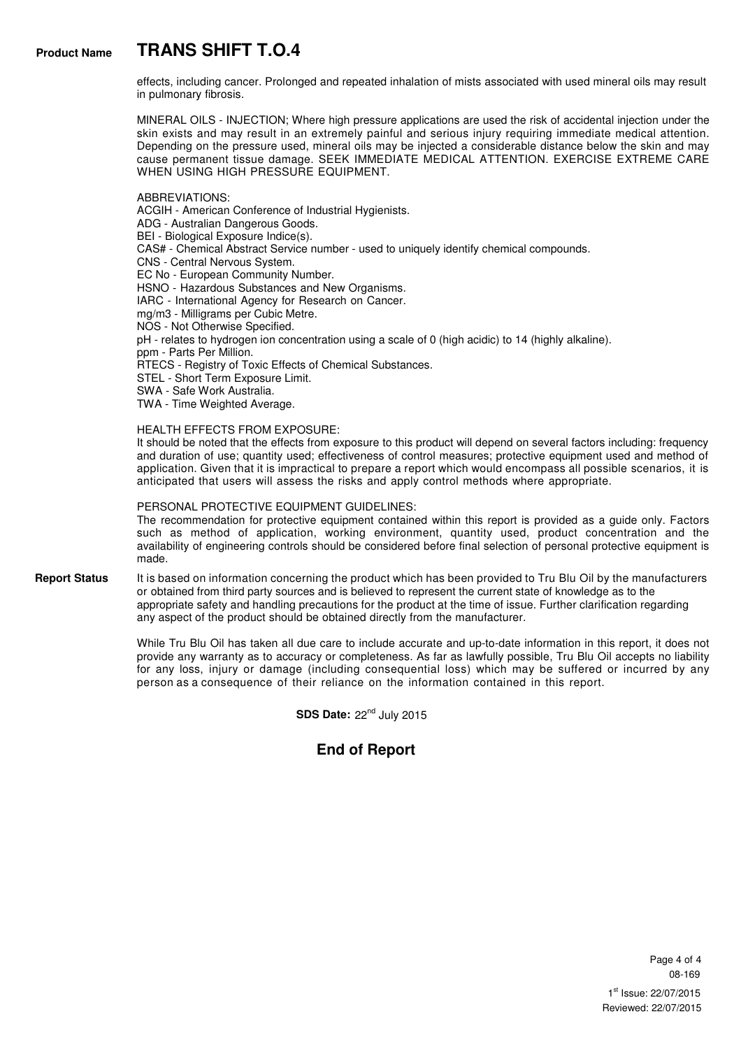effects, including cancer. Prolonged and repeated inhalation of mists associated with used mineral oils may result in pulmonary fibrosis.

MINERAL OILS - INJECTION; Where high pressure applications are used the risk of accidental injection under the skin exists and may result in an extremely painful and serious injury requiring immediate medical attention. Depending on the pressure used, mineral oils may be injected a considerable distance below the skin and may cause permanent tissue damage. SEEK IMMEDIATE MEDICAL ATTENTION. EXERCISE EXTREME CARE WHEN USING HIGH PRESSURE EQUIPMENT.

ABBREVIATIONS:
ACGIH - American Conference of Industrial Hygienists.
ADG - Australian Dangerous Goods.
BEI - Biological Exposure Indice(s).
CAS# - Chemical Abstract Service number - used to uniquely identify chemical compounds.
CNS - Central Nervous System.
EC No - European Community Number.
HSNO - Hazardous Substances and New Organisms.
IARC - International Agency for Research on Cancer.
mg/m3 - Milligrams per Cubic Metre.
NOS - Not Otherwise Specified.
pH - relates to hydrogen ion concentration using a scale of 0 (high acidic) to 14 (highly alkaline).
ppm - Parts Per Million.
RTECS - Registry of Toxic Effects of Chemical Substances.
STEL - Short Term Exposure Limit.
SWA - Safe Work Australia.
TWA - Time Weighted Average.

HEALTH EFFECTS FROM EXPOSURE:
It should be noted that the effects from exposure to this product will depend on several factors including: frequency and duration of use; quantity used; effectiveness of control measures; protective equipment used and method of application. Given that it is impractical to prepare a report which would encompass all possible scenarios, it is anticipated that users will assess the risks and apply control methods where appropriate.

PERSONAL PROTECTIVE EQUIPMENT GUIDELINES:
The recommendation for protective equipment contained within this report is provided as a guide only. Factors such as method of application, working environment, quantity used, product concentration and the availability of engineering controls should be considered before final selection of personal protective equipment is made.

**Report Status**

It is based on information concerning the product which has been provided to Tru Blu Oil by the manufacturers or obtained from third party sources and is believed to represent the current state of knowledge as to the appropriate safety and handling precautions for the product at the time of issue. Further clarification regarding any aspect of the product should be obtained directly from the manufacturer.

While Tru Blu Oil has taken all due care to include accurate and up-to-date information in this report, it does not provide any warranty as to accuracy or completeness. As far as lawfully possible, Tru Blu Oil accepts no liability for any loss, injury or damage (including consequential loss) which may be suffered or incurred by any person as a consequence of their reliance on the information contained in this report.

**SDS Date:** 22nd July 2015

## End of Report